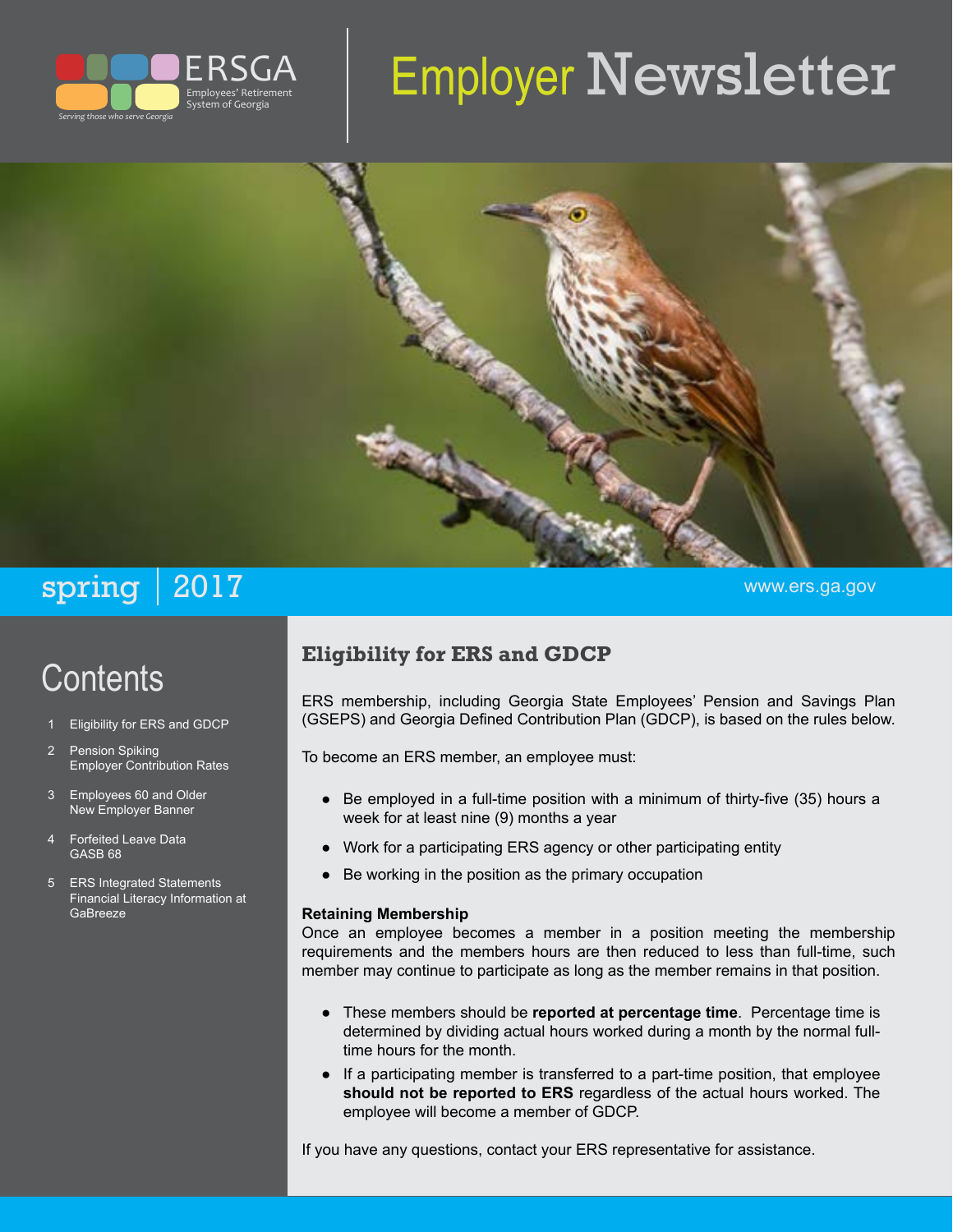ERSGA
Employees' Retirement System of Georgia
*Serving those who serve Georgia*

# Employer Newsletter

spring | 2017

www.ers.ga.gov

## Contents

1. Eligibility for ERS and GDCP
2. Pension Spiking
   Employer Contribution Rates
3. Employees 60 and Older
   New Employer Banner
4. Forfeited Leave Data
   GASB 68
5. ERS Integrated Statements
   Financial Literacy Information at GaBreeze

## Eligibility for ERS and GDCP

ERS membership, including Georgia State Employees' Pension and Savings Plan (GSEPS) and Georgia Defined Contribution Plan (GDCP), is based on the rules below.

To become an ERS member, an employee must:

- Be employed in a full-time position with a minimum of thirty-five (35) hours a week for at least nine (9) months a year
- Work for a participating ERS agency or other participating entity
- Be working in the position as the primary occupation

**Retaining Membership**

Once an employee becomes a member in a position meeting the membership requirements and the members hours are then reduced to less than full-time, such member may continue to participate as long as the member remains in that position.

- These members should be **reported at percentage time**. Percentage time is determined by dividing actual hours worked during a month by the normal full-time hours for the month.
- If a participating member is transferred to a part-time position, that employee **should not be reported to ERS** regardless of the actual hours worked. The employee will become a member of GDCP.

If you have any questions, contact your ERS representative for assistance.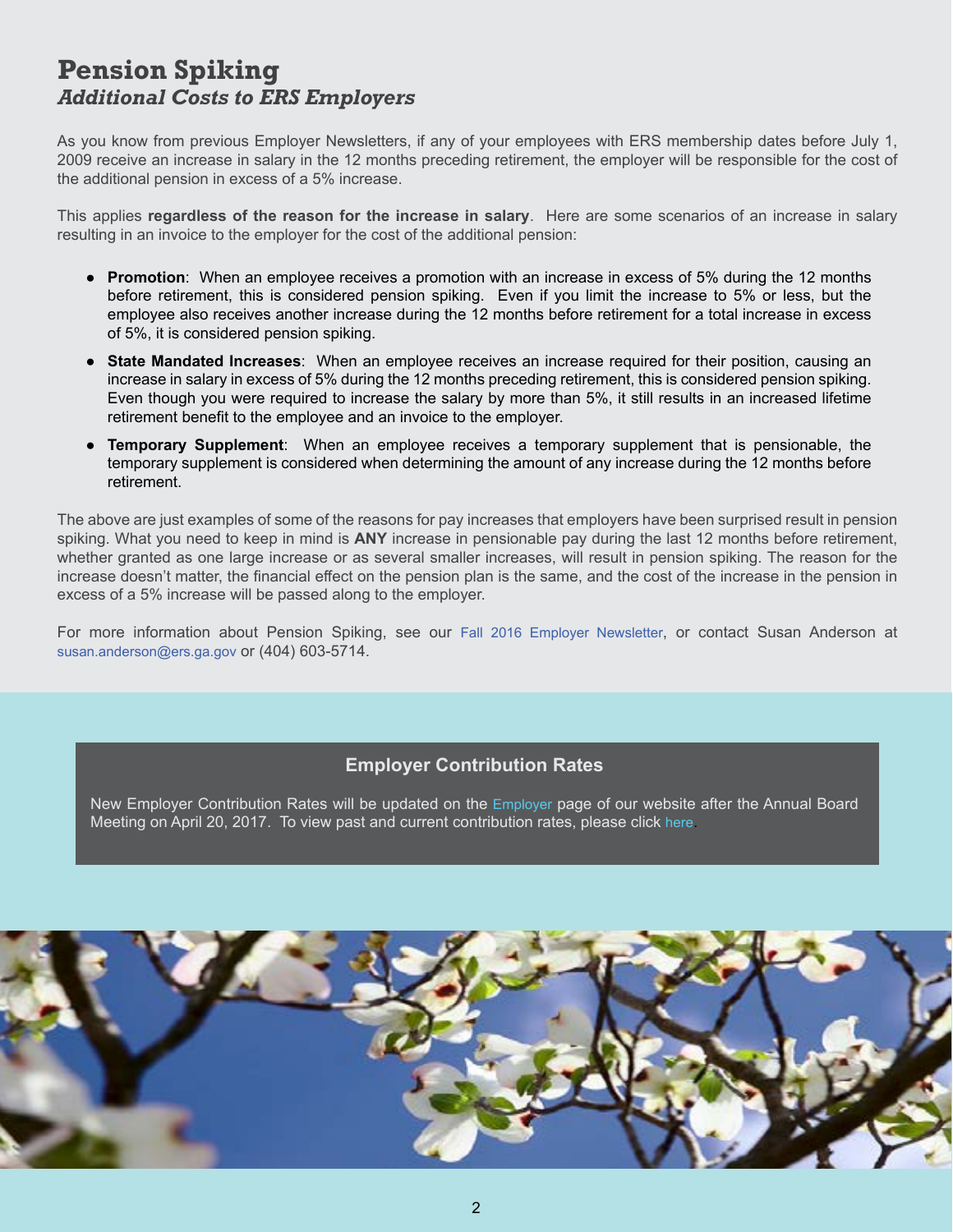# Pension Spiking

## *Additional Costs to ERS Employers*

As you know from previous Employer Newsletters, if any of your employees with ERS membership dates before July 1, 2009 receive an increase in salary in the 12 months preceding retirement, the employer will be responsible for the cost of the additional pension in excess of a 5% increase.

This applies **regardless of the reason for the increase in salary**. Here are some scenarios of an increase in salary resulting in an invoice to the employer for the cost of the additional pension:

- **Promotion**: When an employee receives a promotion with an increase in excess of 5% during the 12 months before retirement, this is considered pension spiking. Even if you limit the increase to 5% or less, but the employee also receives another increase during the 12 months before retirement for a total increase in excess of 5%, it is considered pension spiking.
- **State Mandated Increases**: When an employee receives an increase required for their position, causing an increase in salary in excess of 5% during the 12 months preceding retirement, this is considered pension spiking. Even though you were required to increase the salary by more than 5%, it still results in an increased lifetime retirement benefit to the employee and an invoice to the employer.
- **Temporary Supplement**: When an employee receives a temporary supplement that is pensionable, the temporary supplement is considered when determining the amount of any increase during the 12 months before retirement.

The above are just examples of some of the reasons for pay increases that employers have been surprised result in pension spiking. What you need to keep in mind is **ANY** increase in pensionable pay during the last 12 months before retirement, whether granted as one large increase or as several smaller increases, will result in pension spiking. The reason for the increase doesn't matter, the financial effect on the pension plan is the same, and the cost of the increase in the pension in excess of a 5% increase will be passed along to the employer.

For more information about Pension Spiking, see our Fall 2016 Employer Newsletter, or contact Susan Anderson at susan.anderson@ers.ga.gov or (404) 603-5714.

### Employer Contribution Rates

New Employer Contribution Rates will be updated on the Employer page of our website after the Annual Board Meeting on April 20, 2017. To view past and current contribution rates, please click here.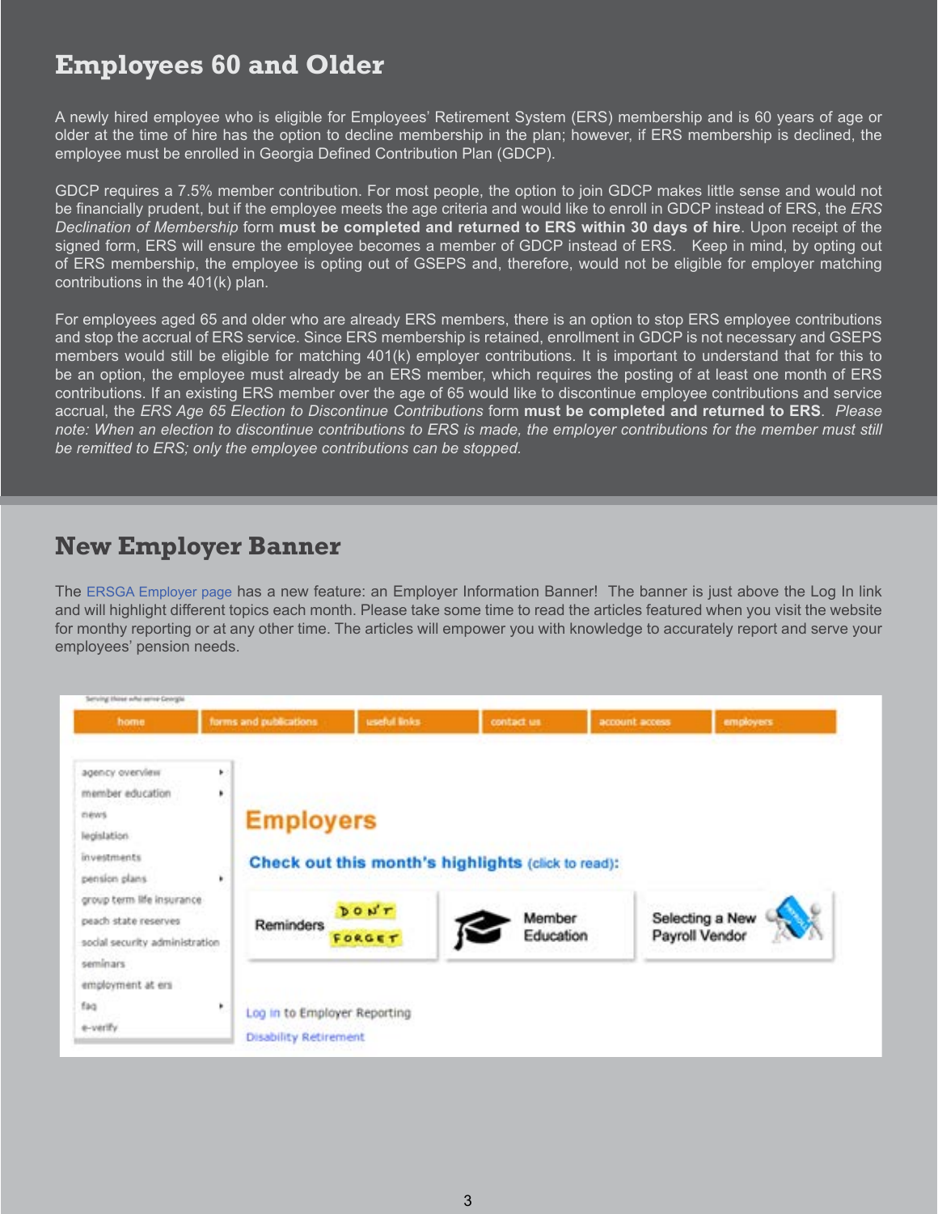## Employees 60 and Older

A newly hired employee who is eligible for Employees' Retirement System (ERS) membership and is 60 years of age or older at the time of hire has the option to decline membership in the plan; however, if ERS membership is declined, the employee must be enrolled in Georgia Defined Contribution Plan (GDCP).

GDCP requires a 7.5% member contribution. For most people, the option to join GDCP makes little sense and would not be financially prudent, but if the employee meets the age criteria and would like to enroll in GDCP instead of ERS, the *ERS Declination of Membership* form **must be completed and returned to ERS within 30 days of hire**. Upon receipt of the signed form, ERS will ensure the employee becomes a member of GDCP instead of ERS. Keep in mind, by opting out of ERS membership, the employee is opting out of GSEPS and, therefore, would not be eligible for employer matching contributions in the 401(k) plan.

For employees aged 65 and older who are already ERS members, there is an option to stop ERS employee contributions and stop the accrual of ERS service. Since ERS membership is retained, enrollment in GDCP is not necessary and GSEPS members would still be eligible for matching 401(k) employer contributions. It is important to understand that for this to be an option, the employee must already be an ERS member, which requires the posting of at least one month of ERS contributions. If an existing ERS member over the age of 65 would like to discontinue employee contributions and service accrual, the *ERS Age 65 Election to Discontinue Contributions* form **must be completed and returned to ERS**. *Please note: When an election to discontinue contributions to ERS is made, the employer contributions for the member must still be remitted to ERS; only the employee contributions can be stopped.*

## New Employer Banner

The ERSGA Employer page has a new feature: an Employer Information Banner! The banner is just above the Log In link and will highlight different topics each month. Please take some time to read the articles featured when you visit the website for monthy reporting or at any other time. The articles will empower you with knowledge to accurately report and serve your employees' pension needs.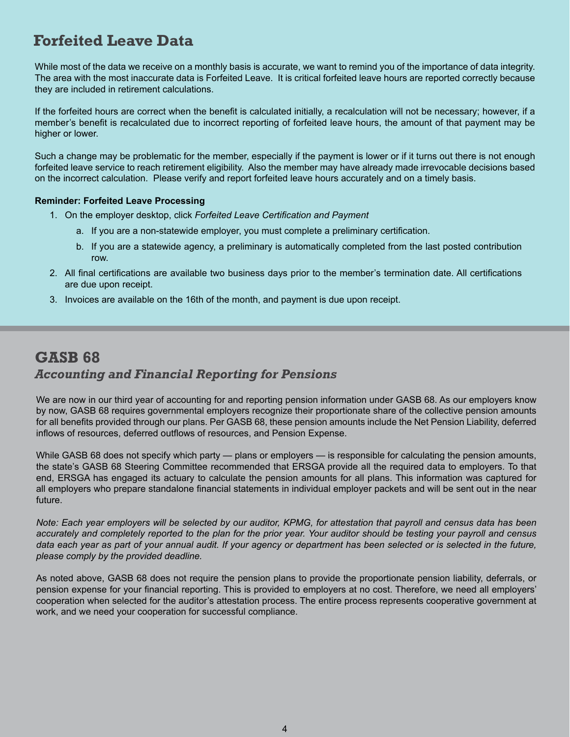## Forfeited Leave Data

While most of the data we receive on a monthly basis is accurate, we want to remind you of the importance of data integrity. The area with the most inaccurate data is Forfeited Leave. It is critical forfeited leave hours are reported correctly because they are included in retirement calculations.

If the forfeited hours are correct when the benefit is calculated initially, a recalculation will not be necessary; however, if a member's benefit is recalculated due to incorrect reporting of forfeited leave hours, the amount of that payment may be higher or lower.

Such a change may be problematic for the member, especially if the payment is lower or if it turns out there is not enough forfeited leave service to reach retirement eligibility. Also the member may have already made irrevocable decisions based on the incorrect calculation. Please verify and report forfeited leave hours accurately and on a timely basis.

**Reminder: Forfeited Leave Processing**

1. On the employer desktop, click *Forfeited Leave Certification and Payment*
    a. If you are a non-statewide employer, you must complete a preliminary certification.
    b. If you are a statewide agency, a preliminary is automatically completed from the last posted contribution row.
2. All final certifications are available two business days prior to the member's termination date. All certifications are due upon receipt.
3. Invoices are available on the 16th of the month, and payment is due upon receipt.

## GASB 68

### *Accounting and Financial Reporting for Pensions*

We are now in our third year of accounting for and reporting pension information under GASB 68. As our employers know by now, GASB 68 requires governmental employers recognize their proportionate share of the collective pension amounts for all benefits provided through our plans. Per GASB 68, these pension amounts include the Net Pension Liability, deferred inflows of resources, deferred outflows of resources, and Pension Expense.

While GASB 68 does not specify which party — plans or employers — is responsible for calculating the pension amounts, the state's GASB 68 Steering Committee recommended that ERSGA provide all the required data to employers. To that end, ERSGA has engaged its actuary to calculate the pension amounts for all plans. This information was captured for all employers who prepare standalone financial statements in individual employer packets and will be sent out in the near future.

*Note: Each year employers will be selected by our auditor, KPMG, for attestation that payroll and census data has been accurately and completely reported to the plan for the prior year. Your auditor should be testing your payroll and census data each year as part of your annual audit. If your agency or department has been selected or is selected in the future, please comply by the provided deadline.*

As noted above, GASB 68 does not require the pension plans to provide the proportionate pension liability, deferrals, or pension expense for your financial reporting. This is provided to employers at no cost. Therefore, we need all employers' cooperation when selected for the auditor's attestation process. The entire process represents cooperative government at work, and we need your cooperation for successful compliance.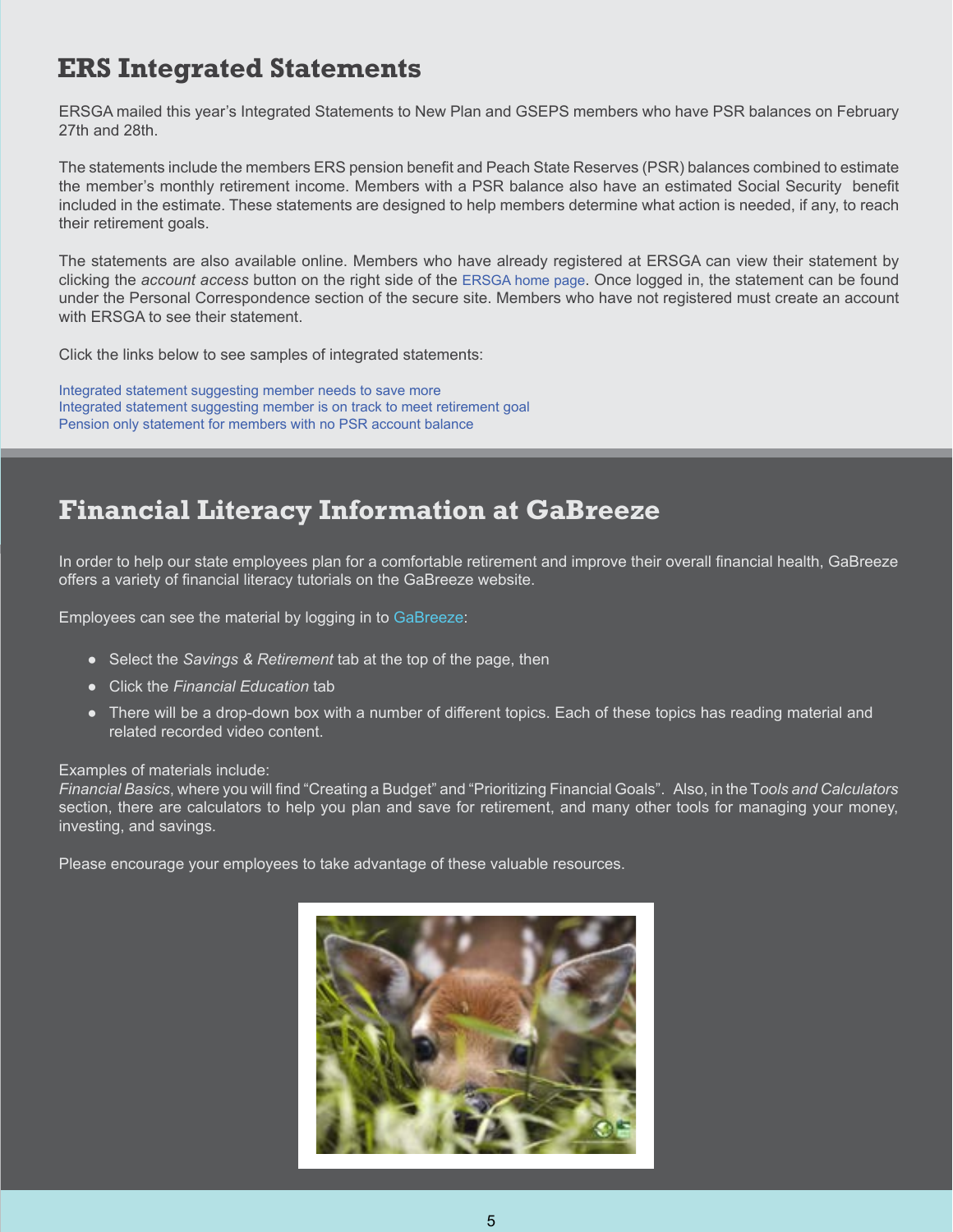## ERS Integrated Statements

ERSGA mailed this year's Integrated Statements to New Plan and GSEPS members who have PSR balances on February 27th and 28th.

The statements include the members ERS pension benefit and Peach State Reserves (PSR) balances combined to estimate the member's monthly retirement income. Members with a PSR balance also have an estimated Social Security benefit included in the estimate. These statements are designed to help members determine what action is needed, if any, to reach their retirement goals.

The statements are also available online. Members who have already registered at ERSGA can view their statement by clicking the *account access* button on the right side of the ERSGA home page. Once logged in, the statement can be found under the Personal Correspondence section of the secure site. Members who have not registered must create an account with ERSGA to see their statement.

Click the links below to see samples of integrated statements:

Integrated statement suggesting member needs to save more
Integrated statement suggesting member is on track to meet retirement goal
Pension only statement for members with no PSR account balance

## Financial Literacy Information at GaBreeze

In order to help our state employees plan for a comfortable retirement and improve their overall financial health, GaBreeze offers a variety of financial literacy tutorials on the GaBreeze website.

Employees can see the material by logging in to GaBreeze:

- Select the *Savings & Retirement* tab at the top of the page, then
- Click the *Financial Education* tab
- There will be a drop-down box with a number of different topics. Each of these topics has reading material and related recorded video content.

Examples of materials include:
*Financial Basics*, where you will find "Creating a Budget" and "Prioritizing Financial Goals". Also, in the T*ools and Calculators* section, there are calculators to help you plan and save for retirement, and many other tools for managing your money, investing, and savings.

Please encourage your employees to take advantage of these valuable resources.